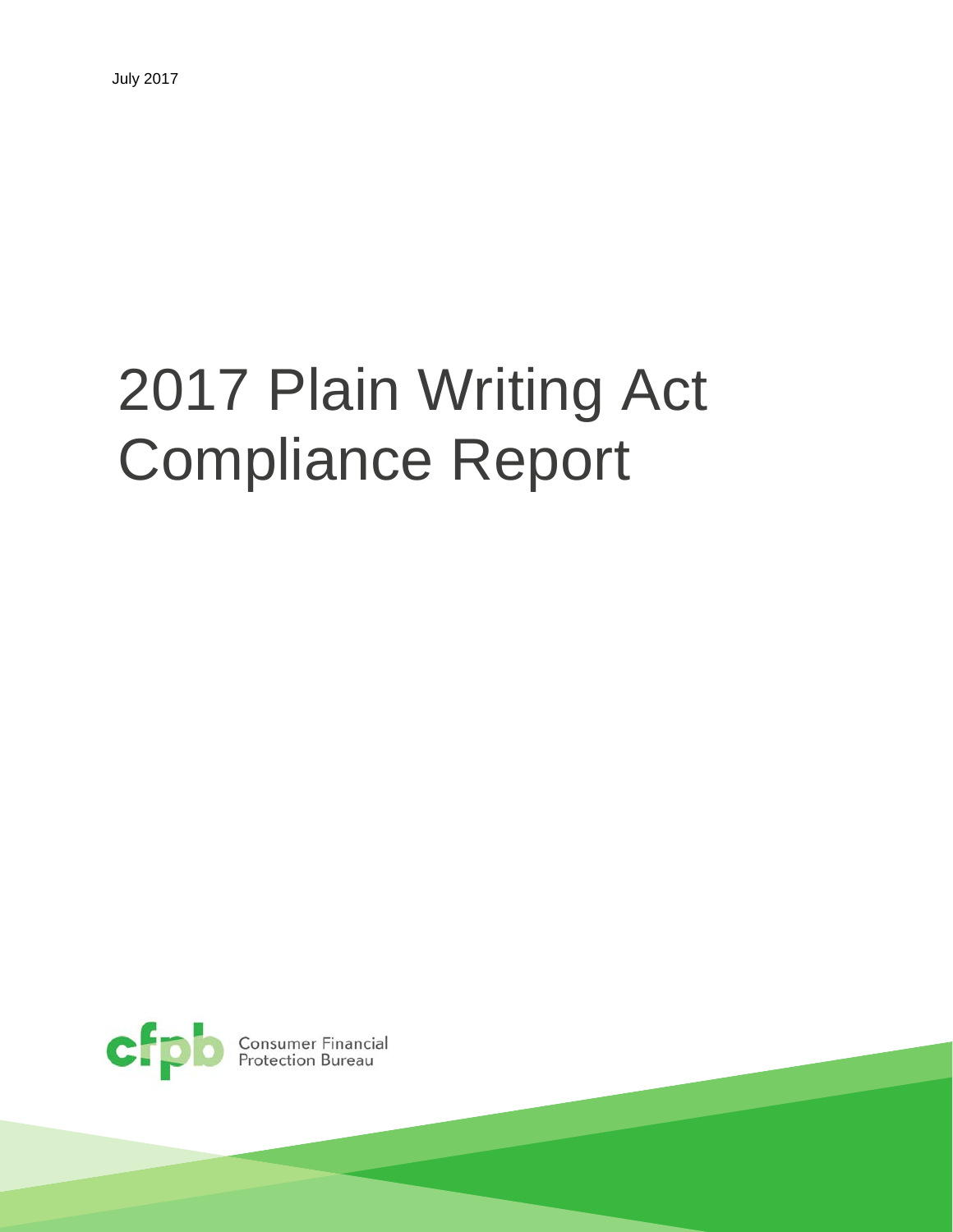July 2017

# 2017 Plain Writing Act Compliance Report

Consumer Financial Protection Bureau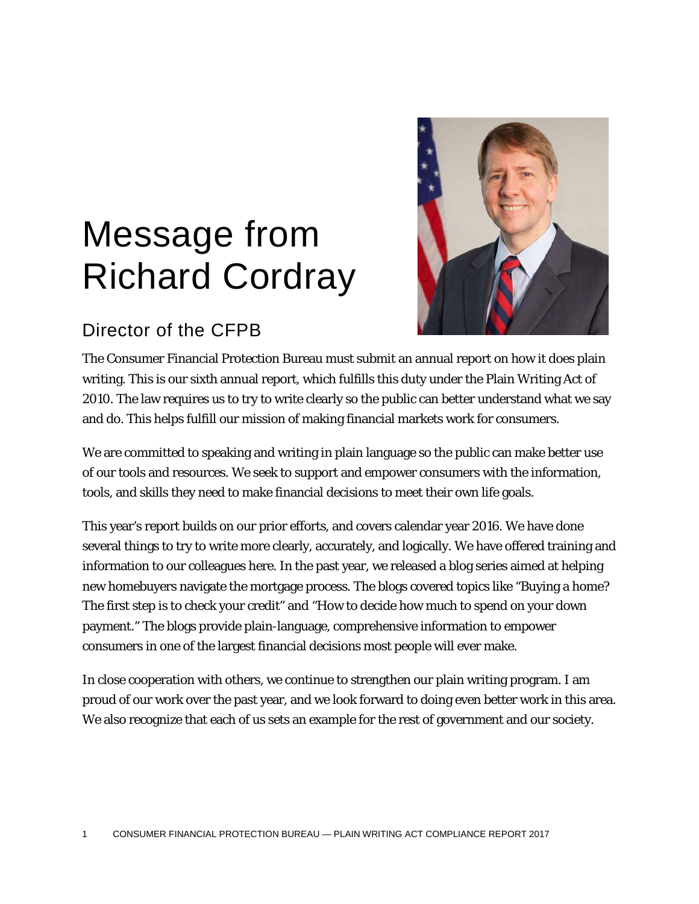# Message from Richard Cordray

## Director of the CFPB

The Consumer Financial Protection Bureau must submit an annual report on how it does plain writing. This is our sixth annual report, which fulfills this duty under the Plain Writing Act of 2010. The law requires us to try to write clearly so the public can better understand what we say and do. This helps fulfill our mission of making financial markets work for consumers.

We are committed to speaking and writing in plain language so the public can make better use of our tools and resources. We seek to support and empower consumers with the information, tools, and skills they need to make financial decisions to meet their own life goals.

This year's report builds on our prior efforts, and covers calendar year 2016. We have done several things to try to write more clearly, accurately, and logically. We have offered training and information to our colleagues here. In the past year, we released a blog series aimed at helping new homebuyers navigate the mortgage process. The blogs covered topics like "Buying a home? The first step is to check your credit" and "How to decide how much to spend on your down payment." The blogs provide plain-language, comprehensive information to empower consumers in one of the largest financial decisions most people will ever make.

In close cooperation with others, we continue to strengthen our plain writing program. I am proud of our work over the past year, and we look forward to doing even better work in this area. We also recognize that each of us sets an example for the rest of government and our society.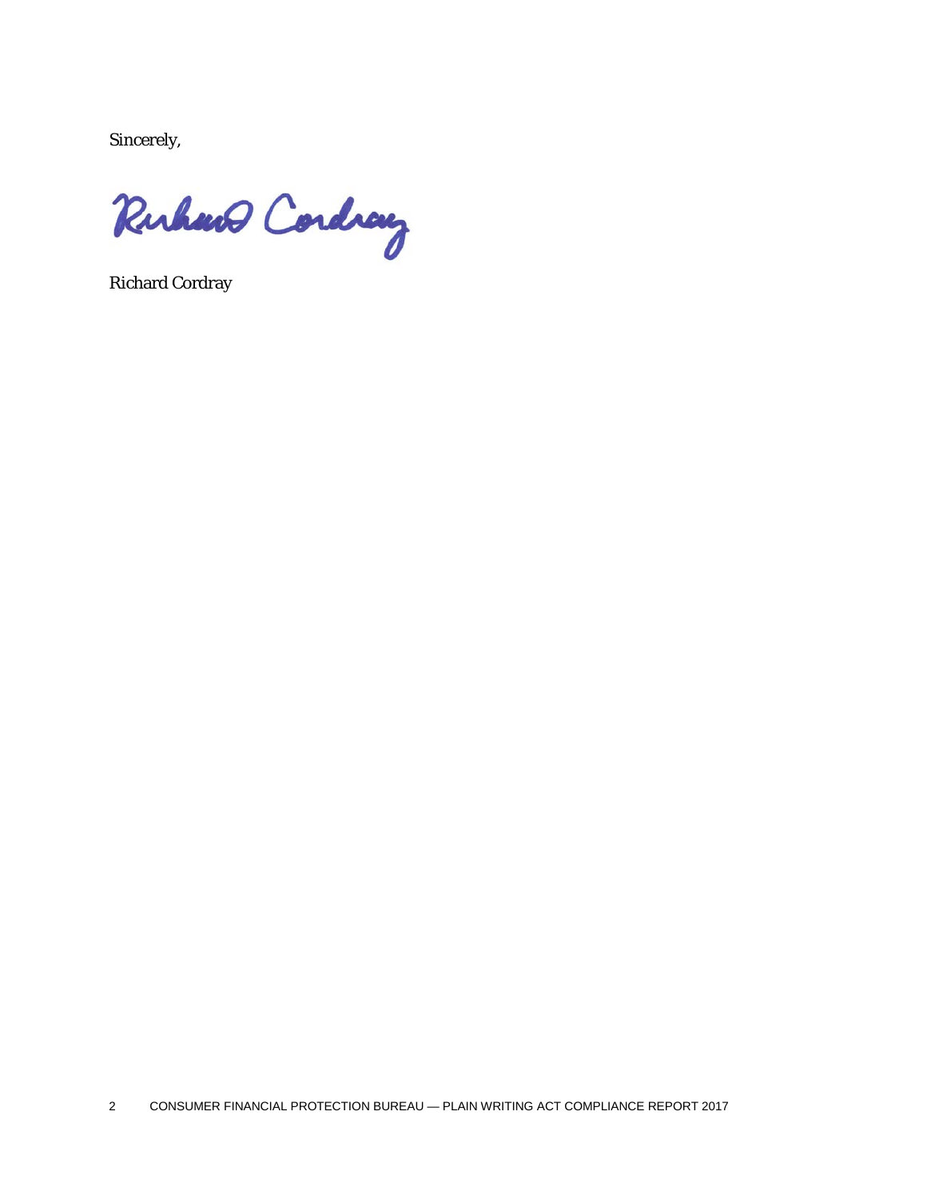Sincerely,

Richard Cordray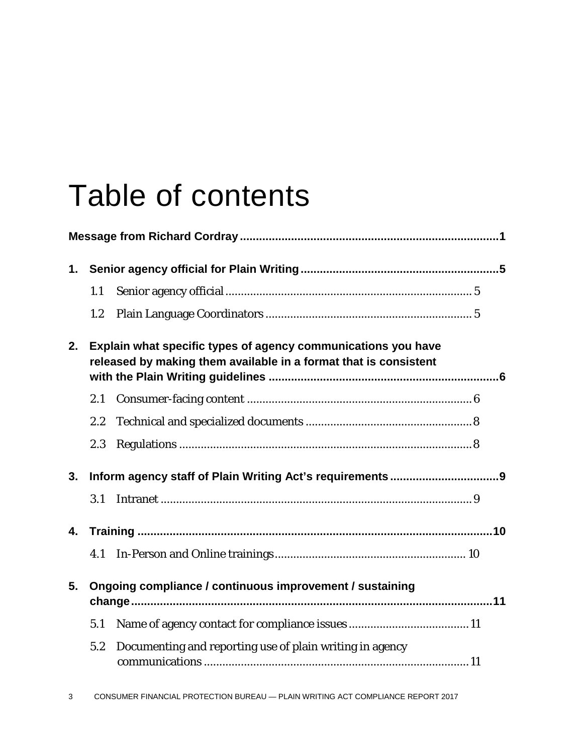# Table of contents

**Message from Richard Cordray ....................................................................................1**

**1. Senior agency official for Plain Writing ...............................................................5**

1.1 Senior agency official ................................................................................ 5

1.2 Plain Language Coordinators .................................................................... 5

**2. Explain what specific types of agency communications you have released by making them available in a format that is consistent with the Plain Writing guidelines .........................................................................6**

2.1 Consumer-facing content ........................................................................... 6

2.2 Technical and specialized documents ....................................................... 8

2.3 Regulations ................................................................................................ 8

**3. Inform agency staff of Plain Writing Act's requirements ...................................9**

3.1 Intranet ....................................................................................................... 9

**4. Training .................................................................................................................10**

4.1 In-Person and Online trainings.............................................................. 10

**5. Ongoing compliance / continuous improvement / sustaining change ...................................................................................................................11**

5.1 Name of agency contact for compliance issues ........................................ 11

5.2 Documenting and reporting use of plain writing in agency communications ...................................................................................... 11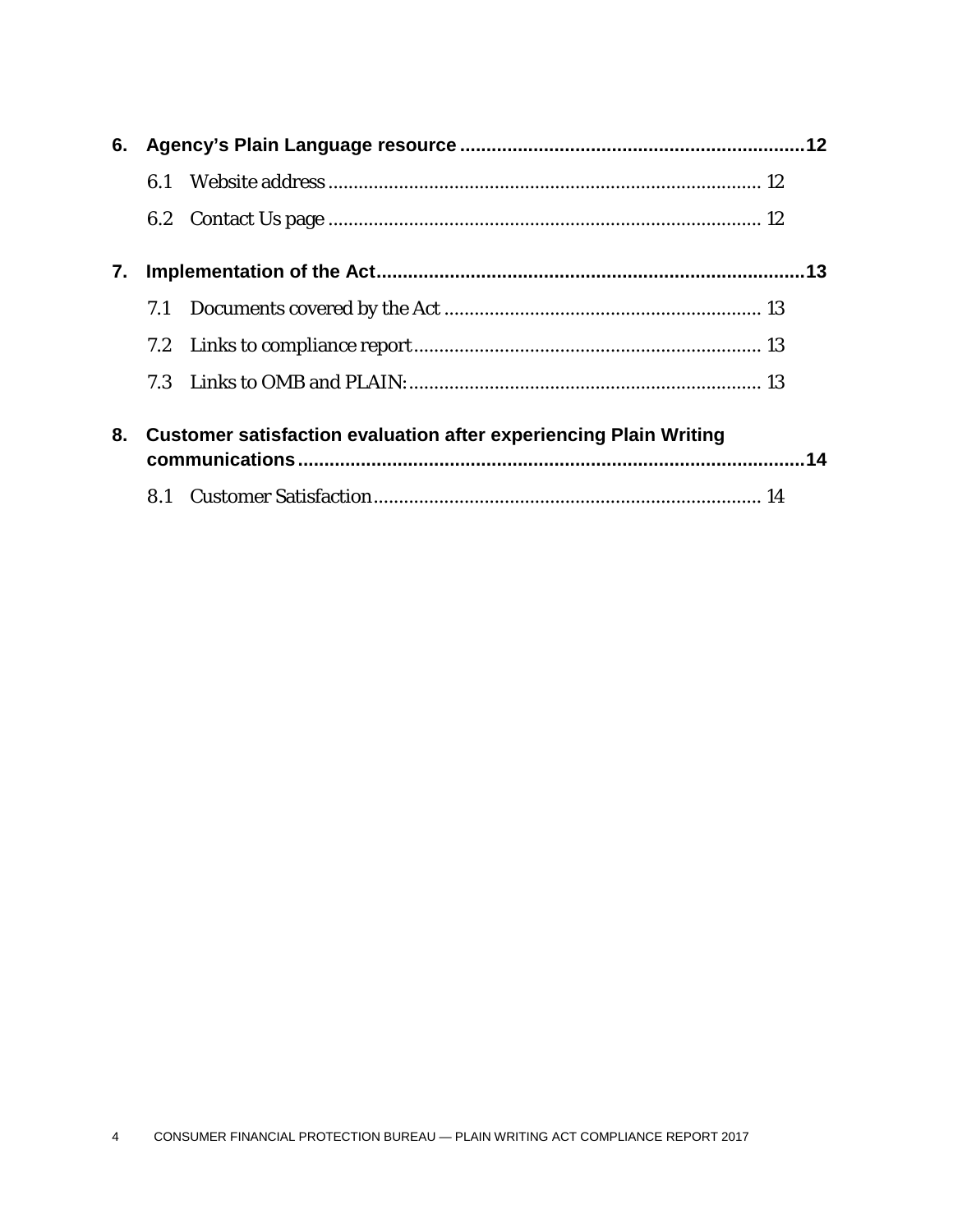6. **Agency's Plain Language resource** .......... 12
   - 6.1 Website address .......... 12
   - 6.2 Contact Us page .......... 12

7. **Implementation of the Act** .......... 13
   - 7.1 Documents covered by the Act .......... 13
   - 7.2 Links to compliance report .......... 13
   - 7.3 Links to OMB and PLAIN: .......... 13

8. **Customer satisfaction evaluation after experiencing Plain Writing communications** .......... 14
   - 8.1 Customer Satisfaction .......... 14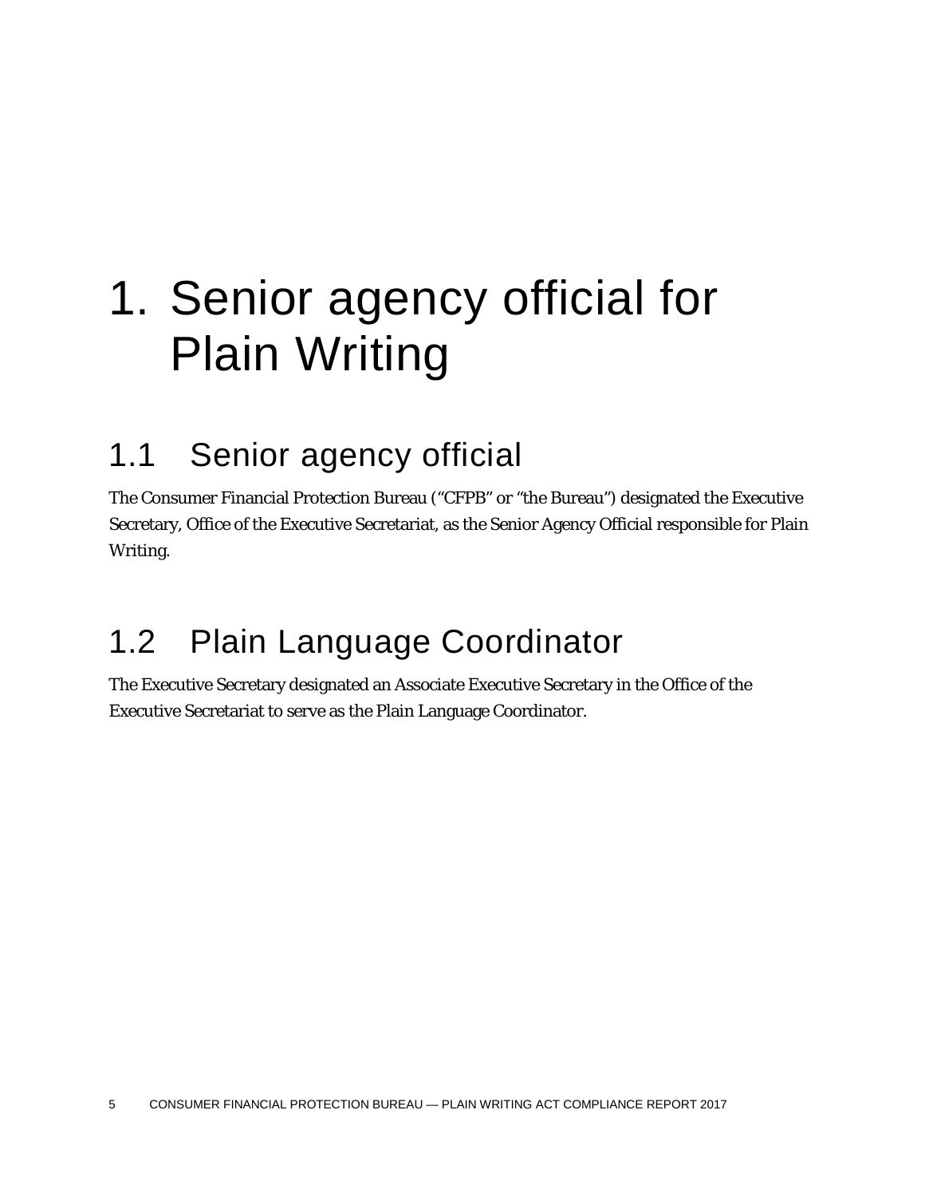# 1. Senior agency official for Plain Writing

## 1.1 Senior agency official

The Consumer Financial Protection Bureau ("CFPB" or "the Bureau") designated the Executive Secretary, Office of the Executive Secretariat, as the Senior Agency Official responsible for Plain Writing.

## 1.2 Plain Language Coordinator

The Executive Secretary designated an Associate Executive Secretary in the Office of the Executive Secretariat to serve as the Plain Language Coordinator.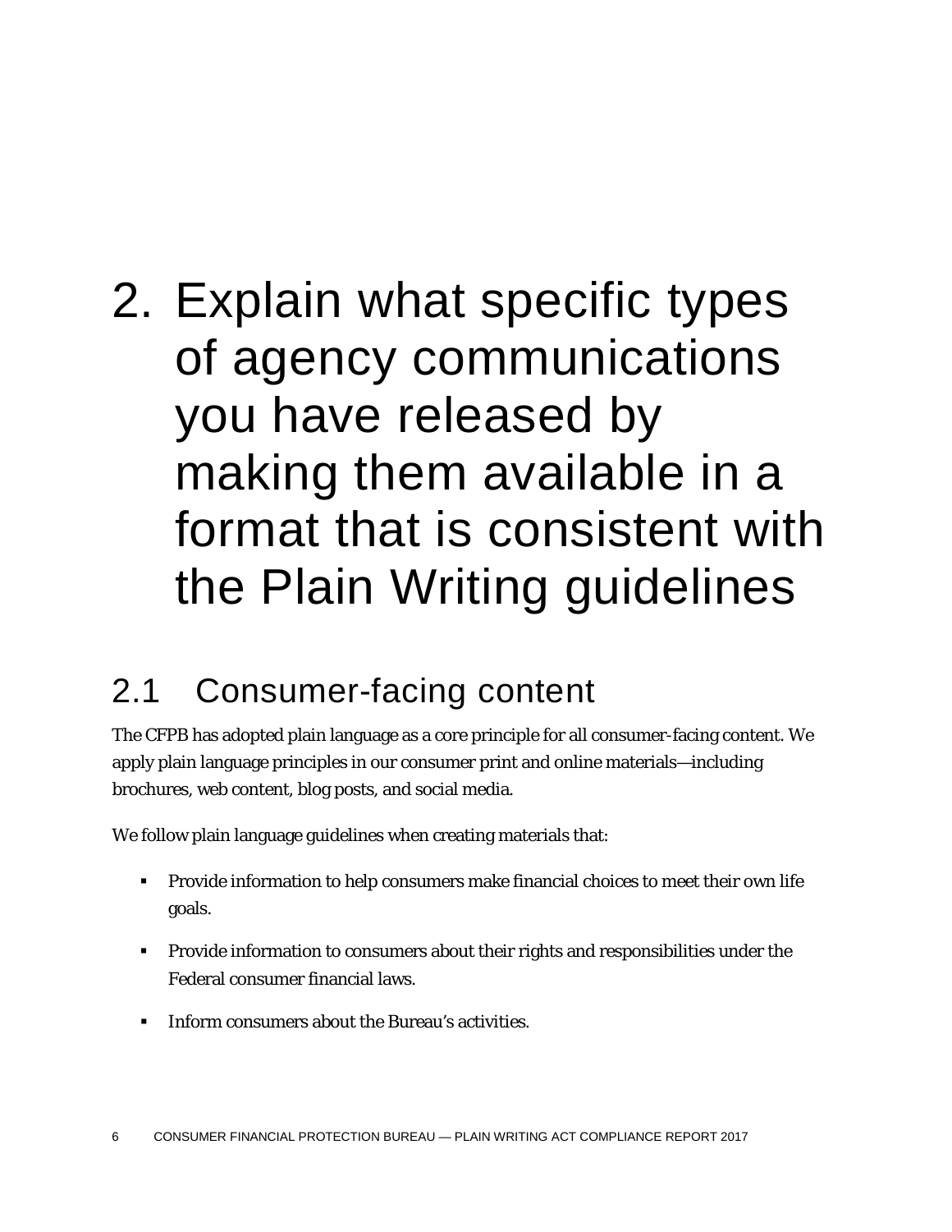# 2. Explain what specific types of agency communications you have released by making them available in a format that is consistent with the Plain Writing guidelines

## 2.1 Consumer-facing content

The CFPB has adopted plain language as a core principle for all consumer-facing content. We apply plain language principles in our consumer print and online materials—including brochures, web content, blog posts, and social media.

We follow plain language guidelines when creating materials that:

- Provide information to help consumers make financial choices to meet their own life goals.
- Provide information to consumers about their rights and responsibilities under the Federal consumer financial laws.
- Inform consumers about the Bureau's activities.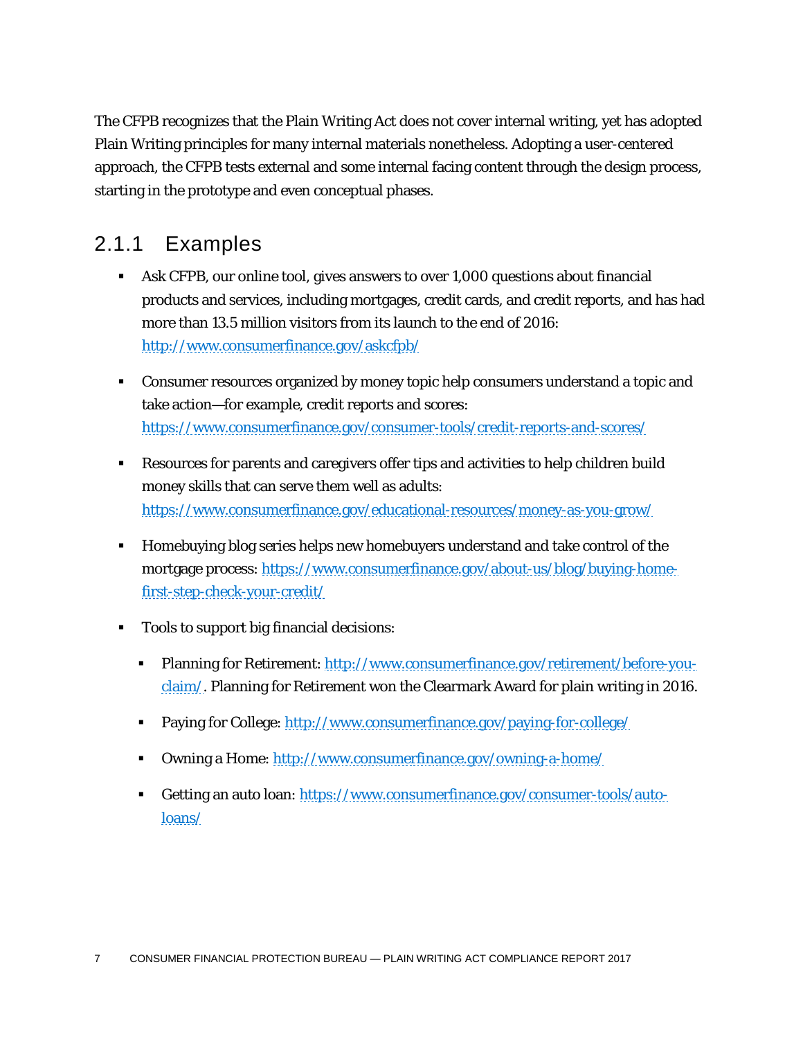The CFPB recognizes that the Plain Writing Act does not cover internal writing, yet has adopted Plain Writing principles for many internal materials nonetheless. Adopting a user-centered approach, the CFPB tests external and some internal facing content through the design process, starting in the prototype and even conceptual phases.

### 2.1.1 Examples

- Ask CFPB, our online tool, gives answers to over 1,000 questions about financial products and services, including mortgages, credit cards, and credit reports, and has had more than 13.5 million visitors from its launch to the end of 2016: http://www.consumerfinance.gov/askcfpb/
- Consumer resources organized by money topic help consumers understand a topic and take action—for example, credit reports and scores: https://www.consumerfinance.gov/consumer-tools/credit-reports-and-scores/
- Resources for parents and caregivers offer tips and activities to help children build money skills that can serve them well as adults: https://www.consumerfinance.gov/educational-resources/money-as-you-grow/
- Homebuying blog series helps new homebuyers understand and take control of the mortgage process: https://www.consumerfinance.gov/about-us/blog/buying-home-first-step-check-your-credit/
- Tools to support big financial decisions:
  - Planning for Retirement: http://www.consumerfinance.gov/retirement/before-you-claim/. Planning for Retirement won the Clearmark Award for plain writing in 2016.
  - Paying for College: http://www.consumerfinance.gov/paying-for-college/
  - Owning a Home: http://www.consumerfinance.gov/owning-a-home/
  - Getting an auto loan: https://www.consumerfinance.gov/consumer-tools/auto-loans/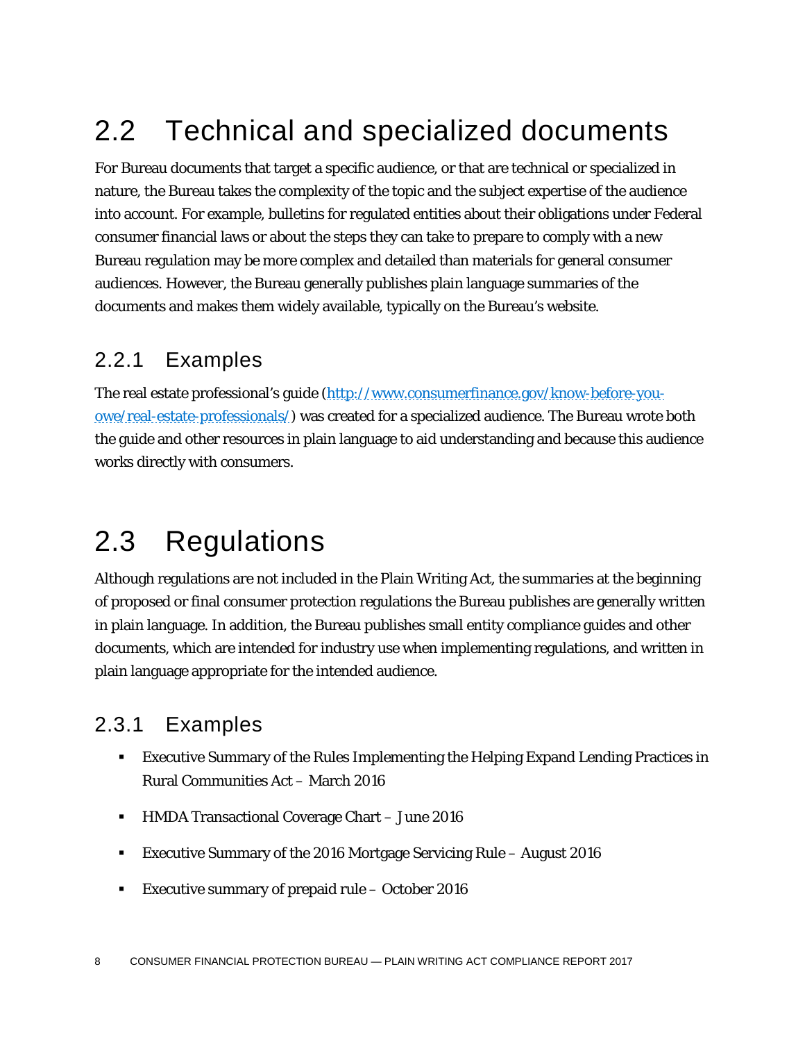## 2.2 Technical and specialized documents

For Bureau documents that target a specific audience, or that are technical or specialized in nature, the Bureau takes the complexity of the topic and the subject expertise of the audience into account. For example, bulletins for regulated entities about their obligations under Federal consumer financial laws or about the steps they can take to prepare to comply with a new Bureau regulation may be more complex and detailed than materials for general consumer audiences. However, the Bureau generally publishes plain language summaries of the documents and makes them widely available, typically on the Bureau's website.

### 2.2.1 Examples

The real estate professional's guide (http://www.consumerfinance.gov/know-before-you-owe/real-estate-professionals/) was created for a specialized audience. The Bureau wrote both the guide and other resources in plain language to aid understanding and because this audience works directly with consumers.

## 2.3 Regulations

Although regulations are not included in the Plain Writing Act, the summaries at the beginning of proposed or final consumer protection regulations the Bureau publishes are generally written in plain language. In addition, the Bureau publishes small entity compliance guides and other documents, which are intended for industry use when implementing regulations, and written in plain language appropriate for the intended audience.

### 2.3.1 Examples

- Executive Summary of the Rules Implementing the Helping Expand Lending Practices in Rural Communities Act – March 2016
- HMDA Transactional Coverage Chart – June 2016
- Executive Summary of the 2016 Mortgage Servicing Rule – August 2016
- Executive summary of prepaid rule – October 2016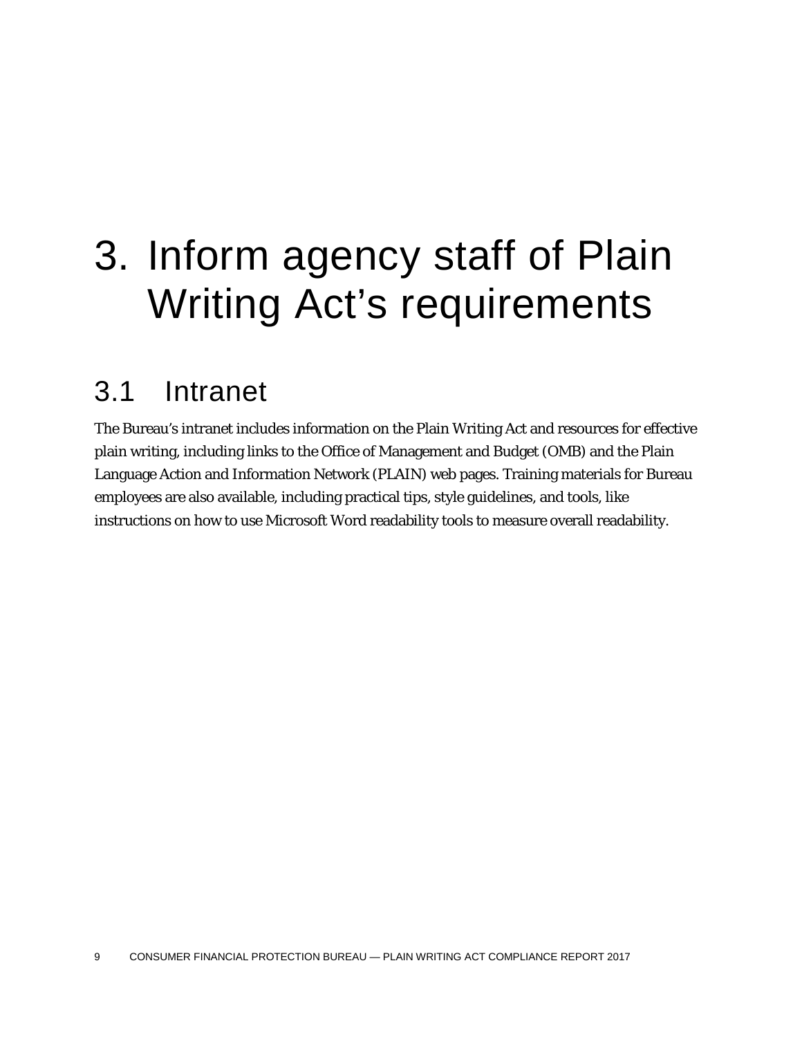# 3. Inform agency staff of Plain Writing Act's requirements

## 3.1 Intranet

The Bureau's intranet includes information on the Plain Writing Act and resources for effective plain writing, including links to the Office of Management and Budget (OMB) and the Plain Language Action and Information Network (PLAIN) web pages. Training materials for Bureau employees are also available, including practical tips, style guidelines, and tools, like instructions on how to use Microsoft Word readability tools to measure overall readability.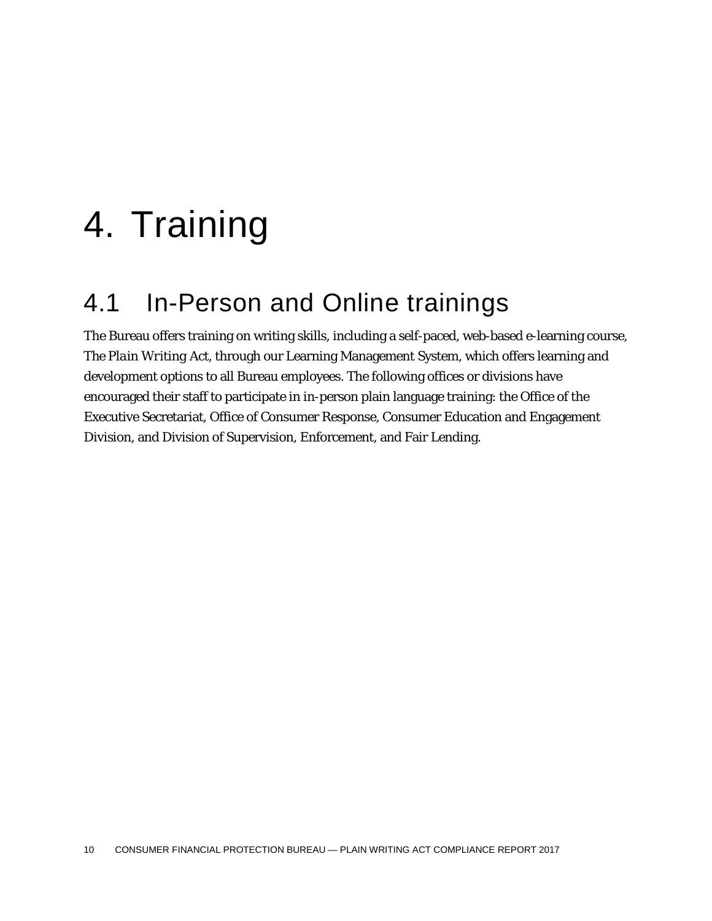# 4. Training

## 4.1 In-Person and Online trainings

The Bureau offers training on writing skills, including a self-paced, web-based e-learning course, *The Plain Writing Act*, through our Learning Management System, which offers learning and development options to all Bureau employees. The following offices or divisions have encouraged their staff to participate in in-person plain language training: the Office of the Executive Secretariat, Office of Consumer Response, Consumer Education and Engagement Division, and Division of Supervision, Enforcement, and Fair Lending.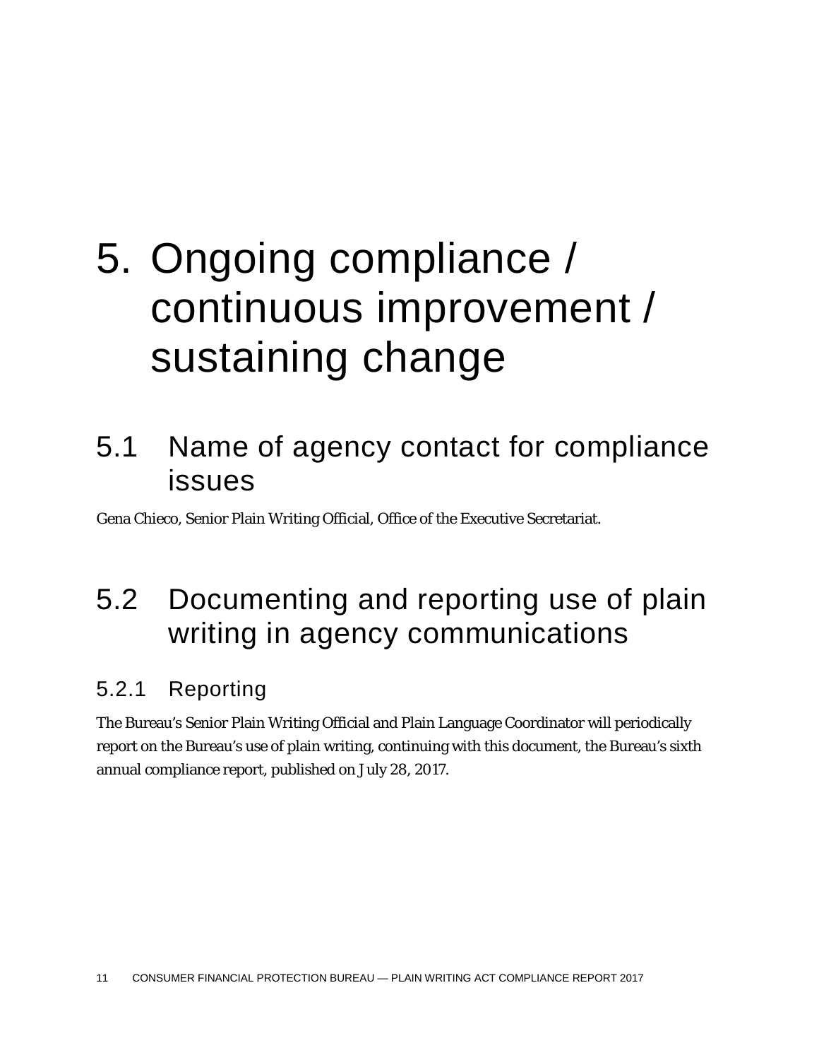# 5. Ongoing compliance / continuous improvement / sustaining change

## 5.1 Name of agency contact for compliance issues

Gena Chieco, Senior Plain Writing Official, Office of the Executive Secretariat.

## 5.2 Documenting and reporting use of plain writing in agency communications

### 5.2.1 Reporting

The Bureau's Senior Plain Writing Official and Plain Language Coordinator will periodically report on the Bureau's use of plain writing, continuing with this document, the Bureau's sixth annual compliance report, published on July 28, 2017.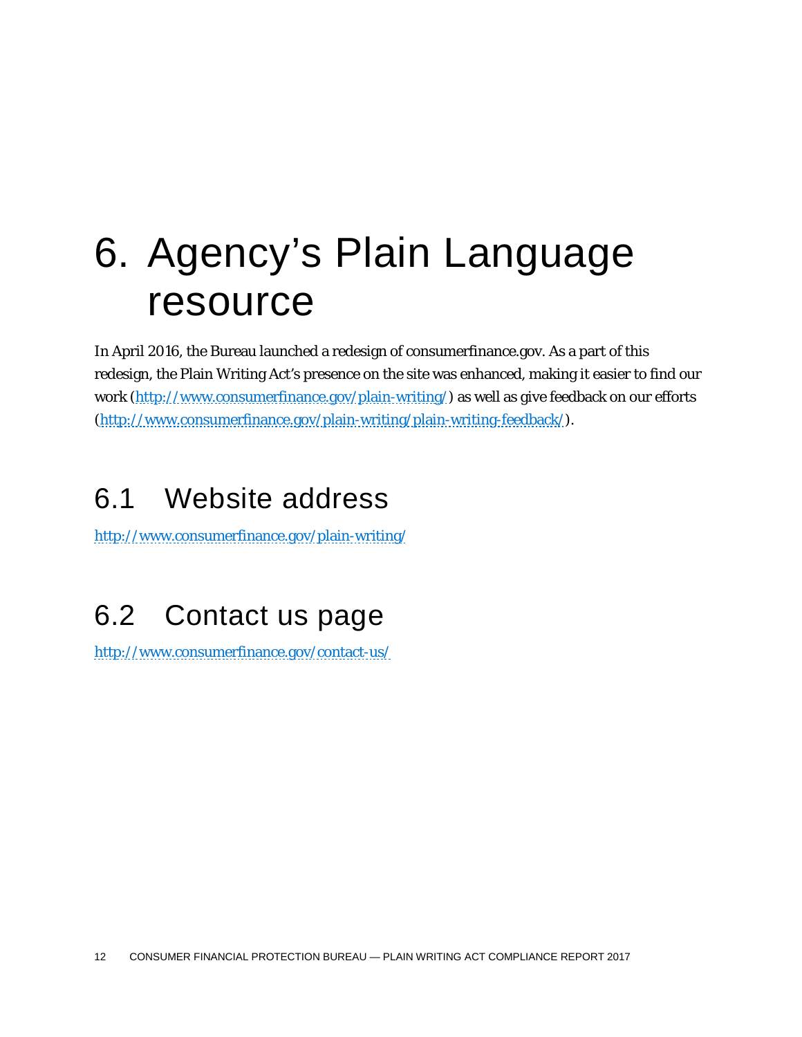# 6. Agency's Plain Language resource

In April 2016, the Bureau launched a redesign of consumerfinance.gov. As a part of this redesign, the Plain Writing Act's presence on the site was enhanced, making it easier to find our work (http://www.consumerfinance.gov/plain-writing/) as well as give feedback on our efforts (http://www.consumerfinance.gov/plain-writing/plain-writing-feedback/).

## 6.1 Website address

http://www.consumerfinance.gov/plain-writing/

## 6.2 Contact us page

http://www.consumerfinance.gov/contact-us/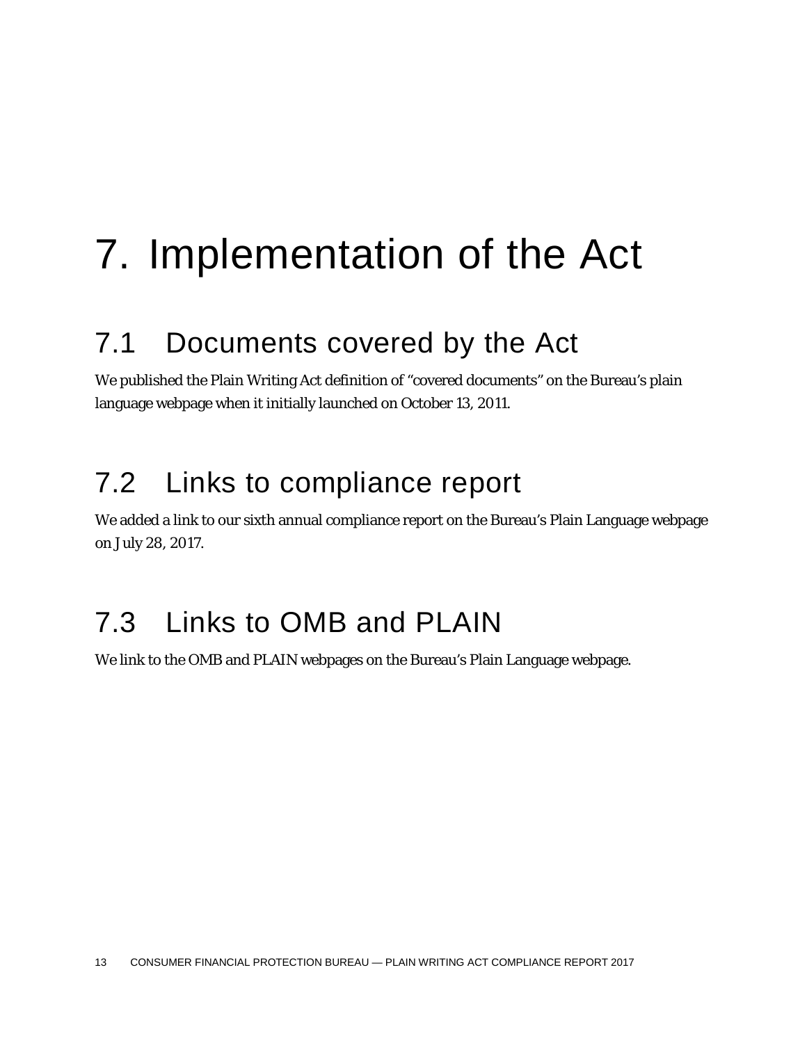# 7. Implementation of the Act

## 7.1 Documents covered by the Act

We published the Plain Writing Act definition of "covered documents" on the Bureau's plain language webpage when it initially launched on October 13, 2011.

## 7.2 Links to compliance report

We added a link to our sixth annual compliance report on the Bureau's Plain Language webpage on July 28, 2017.

## 7.3 Links to OMB and PLAIN

We link to the OMB and PLAIN webpages on the Bureau's Plain Language webpage.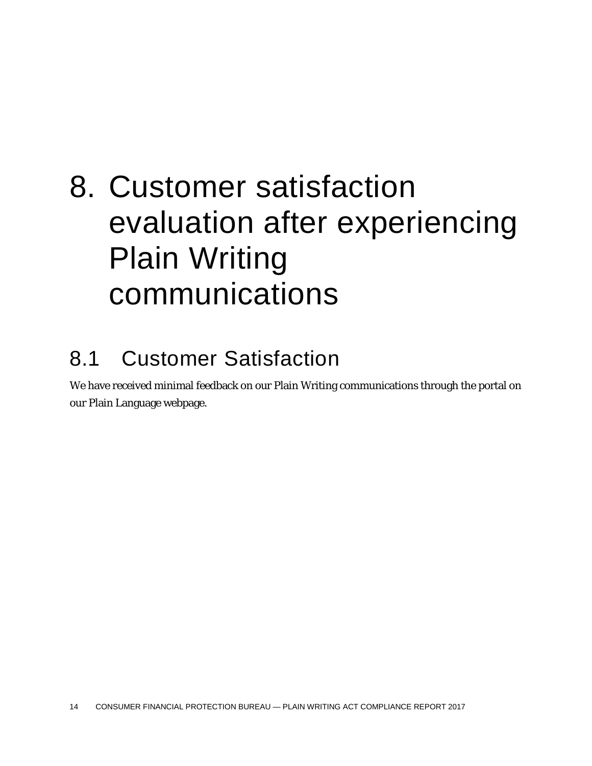# 8. Customer satisfaction evaluation after experiencing Plain Writing communications

## 8.1 Customer Satisfaction

We have received minimal feedback on our Plain Writing communications through the portal on our Plain Language webpage.